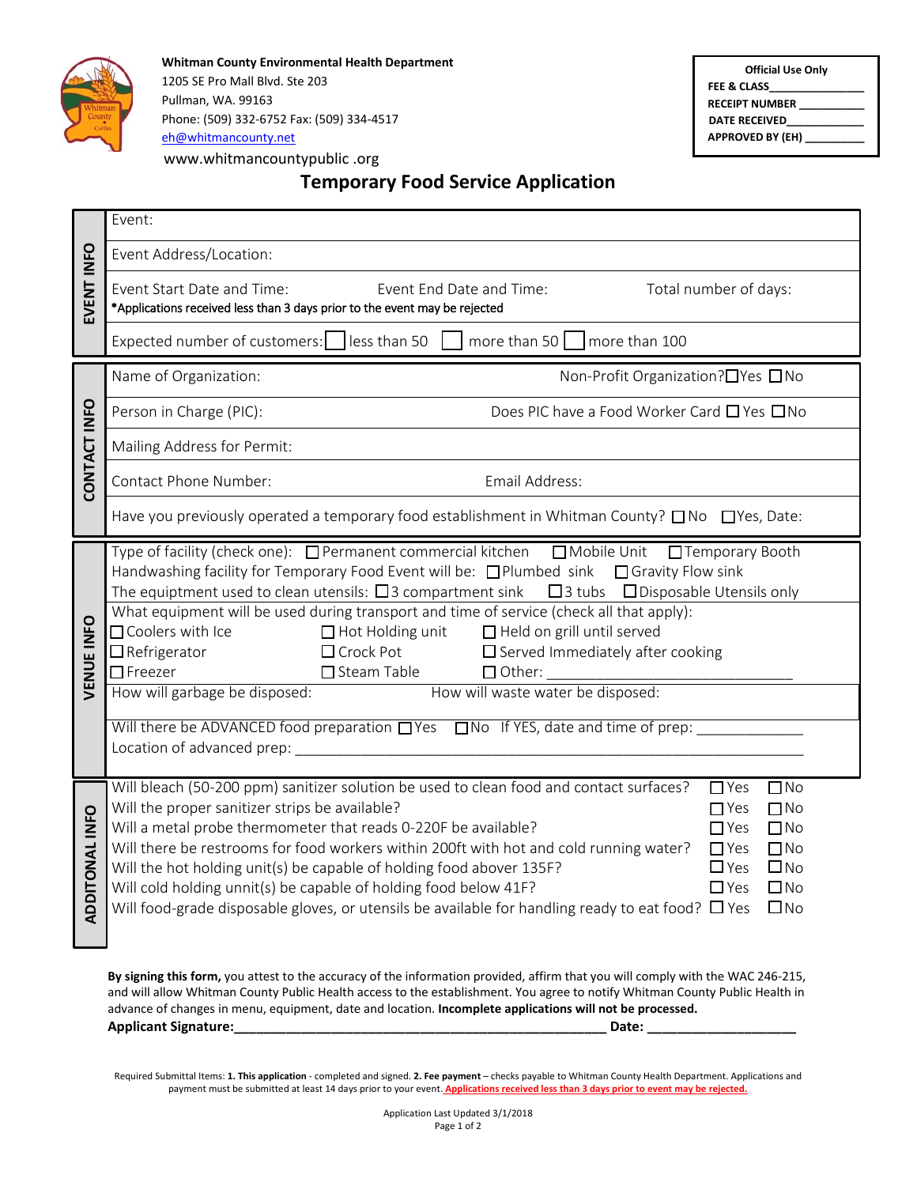**Whitman County Environmental Health Department**
1205 SE Pro Mall Blvd. Ste 203
Pullman, WA. 99163
Phone: (509) 332-6752 Fax: (509) 334-4517
eh@whitmancounty.net
www.whitmancountypublic .org

| Official Use Only |
|---|
| FEE & CLASS_______________ |
| RECEIPT NUMBER ___________ |
| DATE RECEIVED____________ |
| APPROVED BY (EH) _________ |

# Temporary Food Service Application

## EVENT INFO

Event:

Event Address/Location:

Event Start Date and Time: Event End Date and Time: Total number of days:
*Applications received less than 3 days prior to the event may be rejected

Expected number of customers: ☐ less than 50 ☐ more than 50 ☐ more than 100

## CONTACT INFO

Name of Organization: Non-Profit Organization? ☐Yes ☐No

Person in Charge (PIC): Does PIC have a Food Worker Card ☐ Yes ☐No

Mailing Address for Permit:

Contact Phone Number: Email Address:

Have you previously operated a temporary food establishment in Whitman County? ☐ No ☐Yes, Date:

## VENUE INFO

Type of facility (check one): ☐ Permanent commercial kitchen ☐Mobile Unit ☐Temporary Booth
Handwashing facility for Temporary Food Event will be: ☐Plumbed sink ☐Gravity Flow sink
The equiptment used to clean utensils: ☐3 compartment sink ☐3 tubs ☐Disposable Utensils only

What equipment will be used during transport and time of service (check all that apply):
☐Coolers with Ice ☐Hot Holding unit ☐Held on grill until served
☐Refrigerator ☐Crock Pot ☐Served Immediately after cooking
☐Freezer ☐Steam Table ☐Other: ______________________________

How will garbage be disposed: How will waste water be disposed:

Will there be ADVANCED food preparation ☐Yes ☐No If YES, date and time of prep: _____________
Location of advanced prep: ________________________________________________________________

## ADDITONAL INFO

Will bleach (50-200 ppm) sanitizer solution be used to clean food and contact surfaces? ☐Yes ☐No
Will the proper sanitizer strips be available? ☐Yes ☐No
Will a metal probe thermometer that reads 0-220F be available? ☐Yes ☐No
Will there be restrooms for food workers within 200ft with hot and cold running water? ☐Yes ☐No
Will the hot holding unit(s) be capable of holding food above 135F? ☐Yes ☐No
Will cold holding unit(s) be capable of holding food below 41F? ☐Yes ☐No
Will food-grade disposable gloves, or utensils be available for handling ready to eat food? ☐Yes ☐No

**By signing this form,** you attest to the accuracy of the information provided, affirm that you will comply with the WAC 246-215, and will allow Whitman County Public Health access to the establishment. You agree to notify Whitman County Public Health in advance of changes in menu, equipment, date and location. **Incomplete applications will not be processed.**

**Applicant Signature:___________________________________________________ Date: ____________________**

Required Submittal Items: **1. This application** - completed and signed. **2. Fee payment** – checks payable to Whitman County Health Department. Applications and payment must be submitted at least 14 days prior to your event. **Applications received less than 3 days prior to event may be rejected.**

Application Last Updated 3/1/2018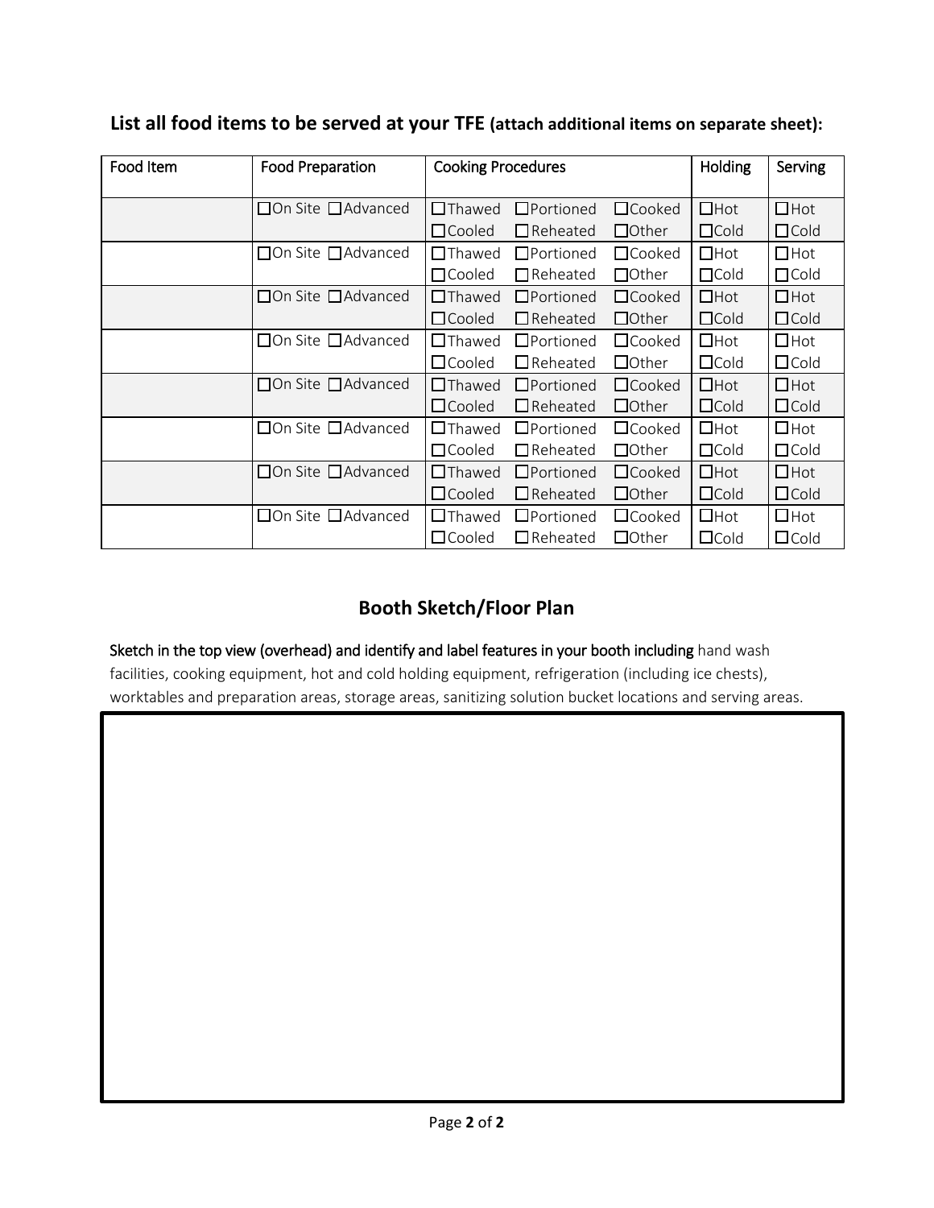## List all food items to be served at your TFE (attach additional items on separate sheet):

| Food Item | Food Preparation | Cooking Procedures | Holding | Serving |
|---|---|---|---|---|
| | ☐On Site ☐Advanced | ☐Thawed ☐Portioned ☐Cooked ☐Cooled ☐Reheated ☐Other | ☐Hot ☐Cold | ☐Hot ☐Cold |
| | ☐On Site ☐Advanced | ☐Thawed ☐Portioned ☐Cooked ☐Cooled ☐Reheated ☐Other | ☐Hot ☐Cold | ☐Hot ☐Cold |
| | ☐On Site ☐Advanced | ☐Thawed ☐Portioned ☐Cooked ☐Cooled ☐Reheated ☐Other | ☐Hot ☐Cold | ☐Hot ☐Cold |
| | ☐On Site ☐Advanced | ☐Thawed ☐Portioned ☐Cooked ☐Cooled ☐Reheated ☐Other | ☐Hot ☐Cold | ☐Hot ☐Cold |
| | ☐On Site ☐Advanced | ☐Thawed ☐Portioned ☐Cooked ☐Cooled ☐Reheated ☐Other | ☐Hot ☐Cold | ☐Hot ☐Cold |
| | ☐On Site ☐Advanced | ☐Thawed ☐Portioned ☐Cooked ☐Cooled ☐Reheated ☐Other | ☐Hot ☐Cold | ☐Hot ☐Cold |
| | ☐On Site ☐Advanced | ☐Thawed ☐Portioned ☐Cooked ☐Cooled ☐Reheated ☐Other | ☐Hot ☐Cold | ☐Hot ☐Cold |
| | ☐On Site ☐Advanced | ☐Thawed ☐Portioned ☐Cooked ☐Cooled ☐Reheated ☐Other | ☐Hot ☐Cold | ☐Hot ☐Cold |

## Booth Sketch/Floor Plan

Sketch in the top view (overhead) and identify and label features in your booth including hand wash facilities, cooking equipment, hot and cold holding equipment, refrigeration (including ice chests), worktables and preparation areas, storage areas, sanitizing solution bucket locations and serving areas.